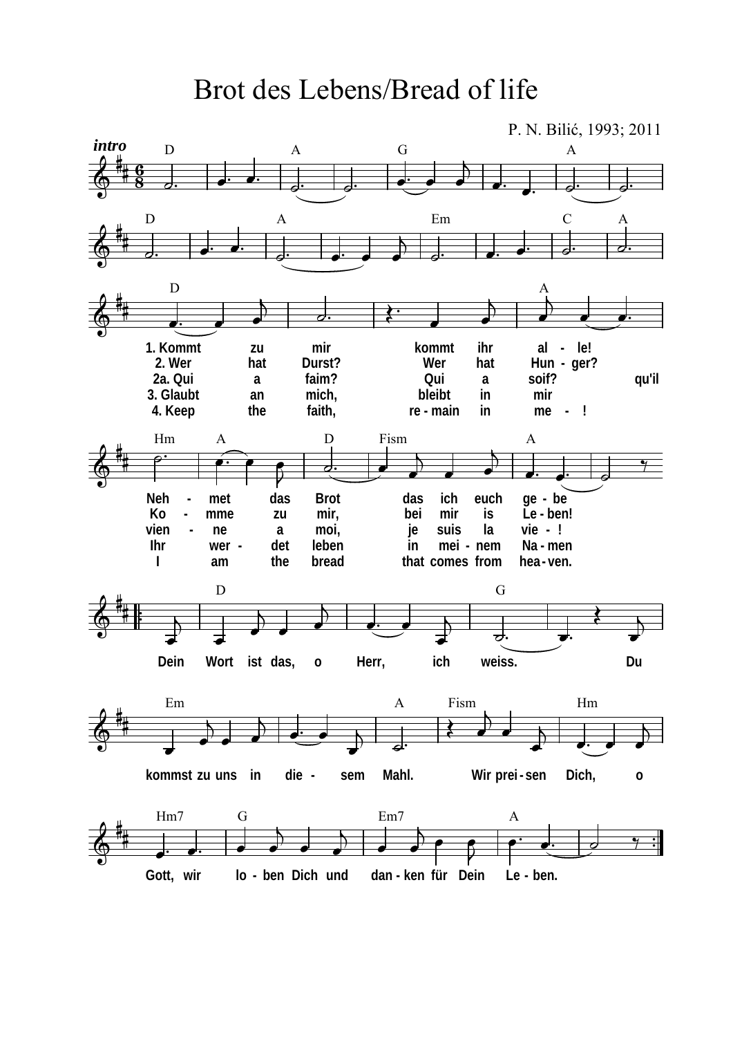# Brot des Lebens/Bread of life

P. N. Bilić, 1993; 2011

*intro*

D A G A

D A Em C A

D A

1. Kommt zu mir kommt ihr al - le!
2. Wer hat Durst? Wer hat Hun - ger?
2a. Qui a faim? Qui a soif? qu'il
3. Glaubt an mich, bleibt in mir
4. Keep the faith, re - main in me - !

Hm A D Fism A

Neh - met das Brot das ich euch ge - be
Ko - mme zu mir, bei mir is Le - ben!
vien - ne a moi, je suis la vie - !
Ihr wer - det leben in mei - nem Na - men
I am the bread that comes from hea - ven.

D G

Dein Wort ist das, o Herr, ich weiss. Du

Em A Fism Hm

kommst zu uns in die - sem Mahl. Wir prei - sen Dich, o

Hm7 G Em7 A

Gott, wir lo - ben Dich und dan - ken für Dein Le - ben.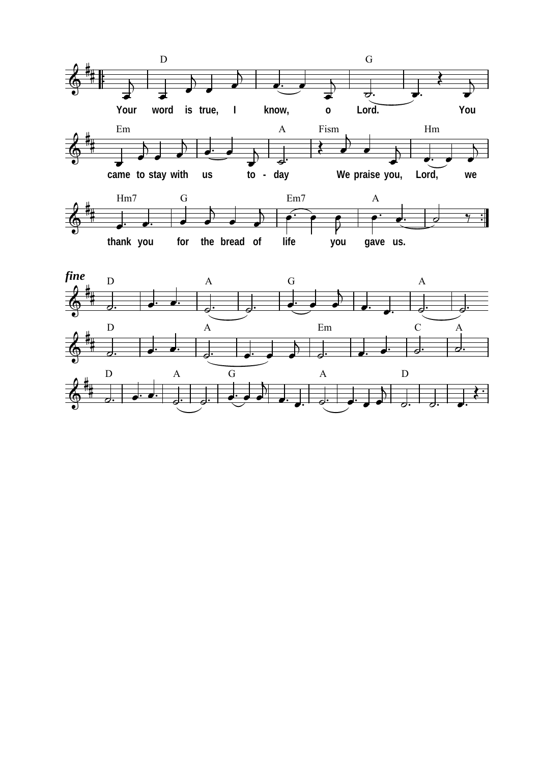D G

Your word is true, I know, o Lord. You

Em A Fism Hm

came to stay with us to - day We praise you, Lord, we

Hm7 G Em7 A

thank you for the bread of life you gave us.

*fine*

D A G A

D A Em C A

D A G A D